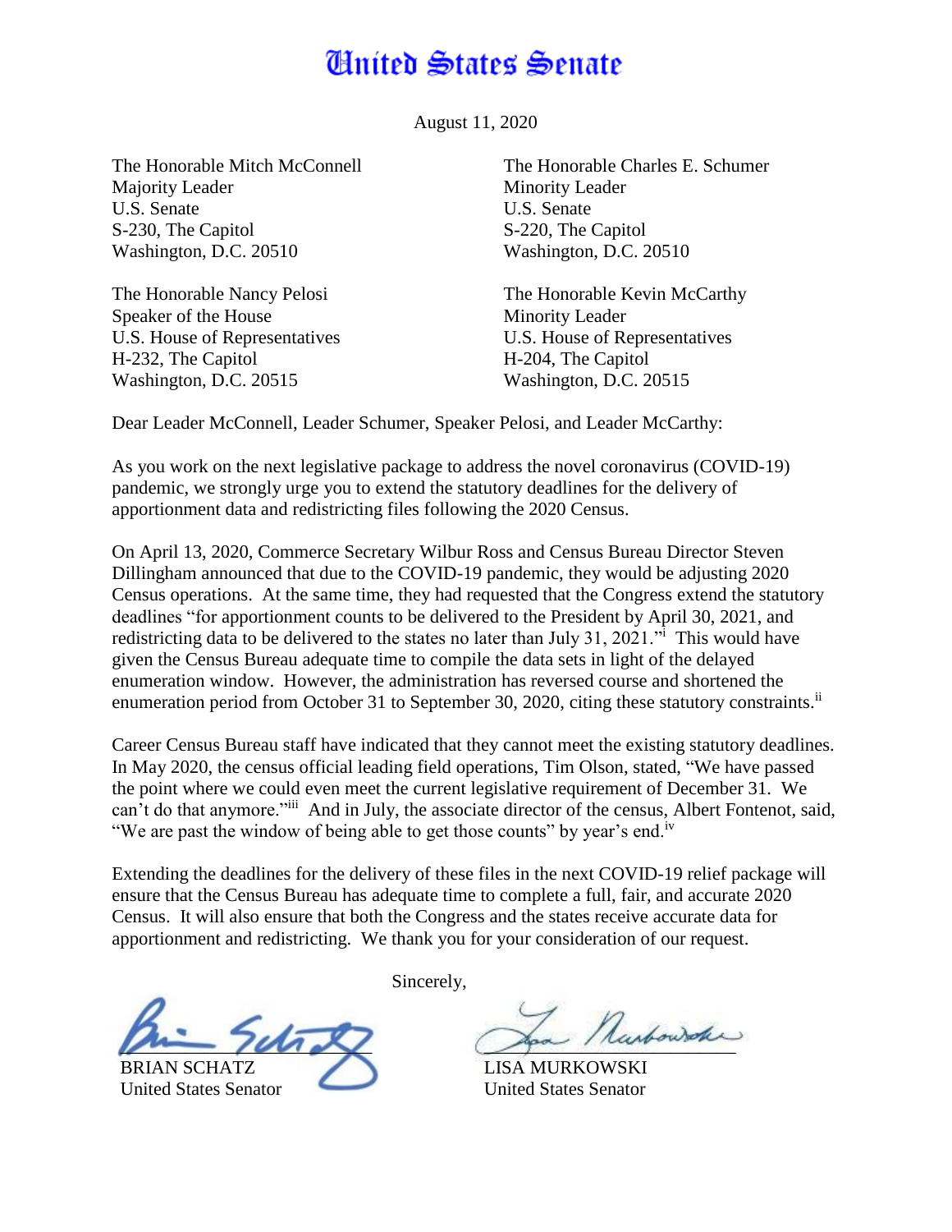# United States Senate

August 11, 2020

The Honorable Mitch McConnell
Majority Leader
U.S. Senate
S-230, The Capitol
Washington, D.C. 20510

The Honorable Charles E. Schumer
Minority Leader
U.S. Senate
S-220, The Capitol
Washington, D.C. 20510

The Honorable Nancy Pelosi
Speaker of the House
U.S. House of Representatives
H-232, The Capitol
Washington, D.C. 20515

The Honorable Kevin McCarthy
Minority Leader
U.S. House of Representatives
H-204, The Capitol
Washington, D.C. 20515

Dear Leader McConnell, Leader Schumer, Speaker Pelosi, and Leader McCarthy:

As you work on the next legislative package to address the novel coronavirus (COVID-19) pandemic, we strongly urge you to extend the statutory deadlines for the delivery of apportionment data and redistricting files following the 2020 Census.

On April 13, 2020, Commerce Secretary Wilbur Ross and Census Bureau Director Steven Dillingham announced that due to the COVID-19 pandemic, they would be adjusting 2020 Census operations. At the same time, they had requested that the Congress extend the statutory deadlines "for apportionment counts to be delivered to the President by April 30, 2021, and redistricting data to be delivered to the states no later than July 31, 2021."[i] This would have given the Census Bureau adequate time to compile the data sets in light of the delayed enumeration window. However, the administration has reversed course and shortened the enumeration period from October 31 to September 30, 2020, citing these statutory constraints.[ii]

Career Census Bureau staff have indicated that they cannot meet the existing statutory deadlines. In May 2020, the census official leading field operations, Tim Olson, stated, "We have passed the point where we could even meet the current legislative requirement of December 31. We can't do that anymore."[iii] And in July, the associate director of the census, Albert Fontenot, said, "We are past the window of being able to get those counts" by year's end.[iv]

Extending the deadlines for the delivery of these files in the next COVID-19 relief package will ensure that the Census Bureau has adequate time to complete a full, fair, and accurate 2020 Census. It will also ensure that both the Congress and the states receive accurate data for apportionment and redistricting. We thank you for your consideration of our request.

Sincerely,

BRIAN SCHATZ
United States Senator

LISA MURKOWSKI
United States Senator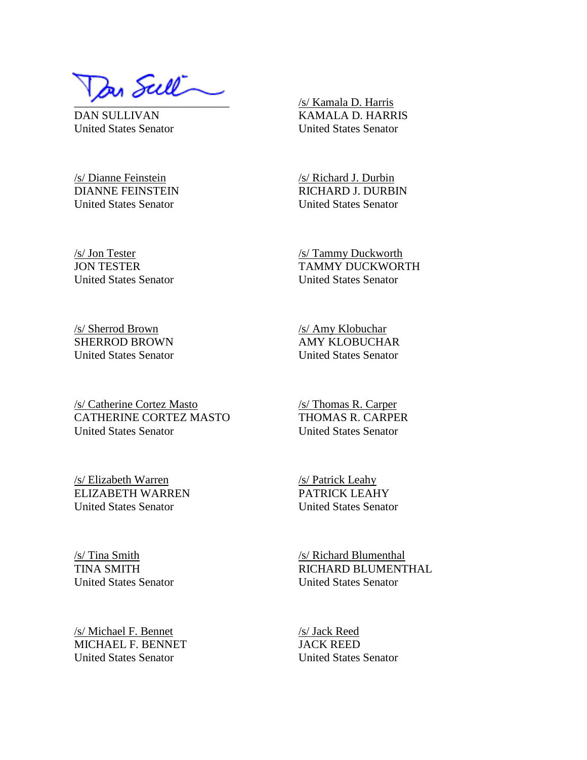DAN SULLIVAN
United States Senator

/s/ Kamala D. Harris
KAMALA D. HARRIS
United States Senator

/s/ Dianne Feinstein
DIANNE FEINSTEIN
United States Senator

/s/ Richard J. Durbin
RICHARD J. DURBIN
United States Senator

/s/ Jon Tester
JON TESTER
United States Senator

/s/ Tammy Duckworth
TAMMY DUCKWORTH
United States Senator

/s/ Sherrod Brown
SHERROD BROWN
United States Senator

/s/ Amy Klobuchar
AMY KLOBUCHAR
United States Senator

/s/ Catherine Cortez Masto
CATHERINE CORTEZ MASTO
United States Senator

/s/ Thomas R. Carper
THOMAS R. CARPER
United States Senator

/s/ Elizabeth Warren
ELIZABETH WARREN
United States Senator

/s/ Patrick Leahy
PATRICK LEAHY
United States Senator

/s/ Tina Smith
TINA SMITH
United States Senator

/s/ Richard Blumenthal
RICHARD BLUMENTHAL
United States Senator

/s/ Michael F. Bennet
MICHAEL F. BENNET
United States Senator

/s/ Jack Reed
JACK REED
United States Senator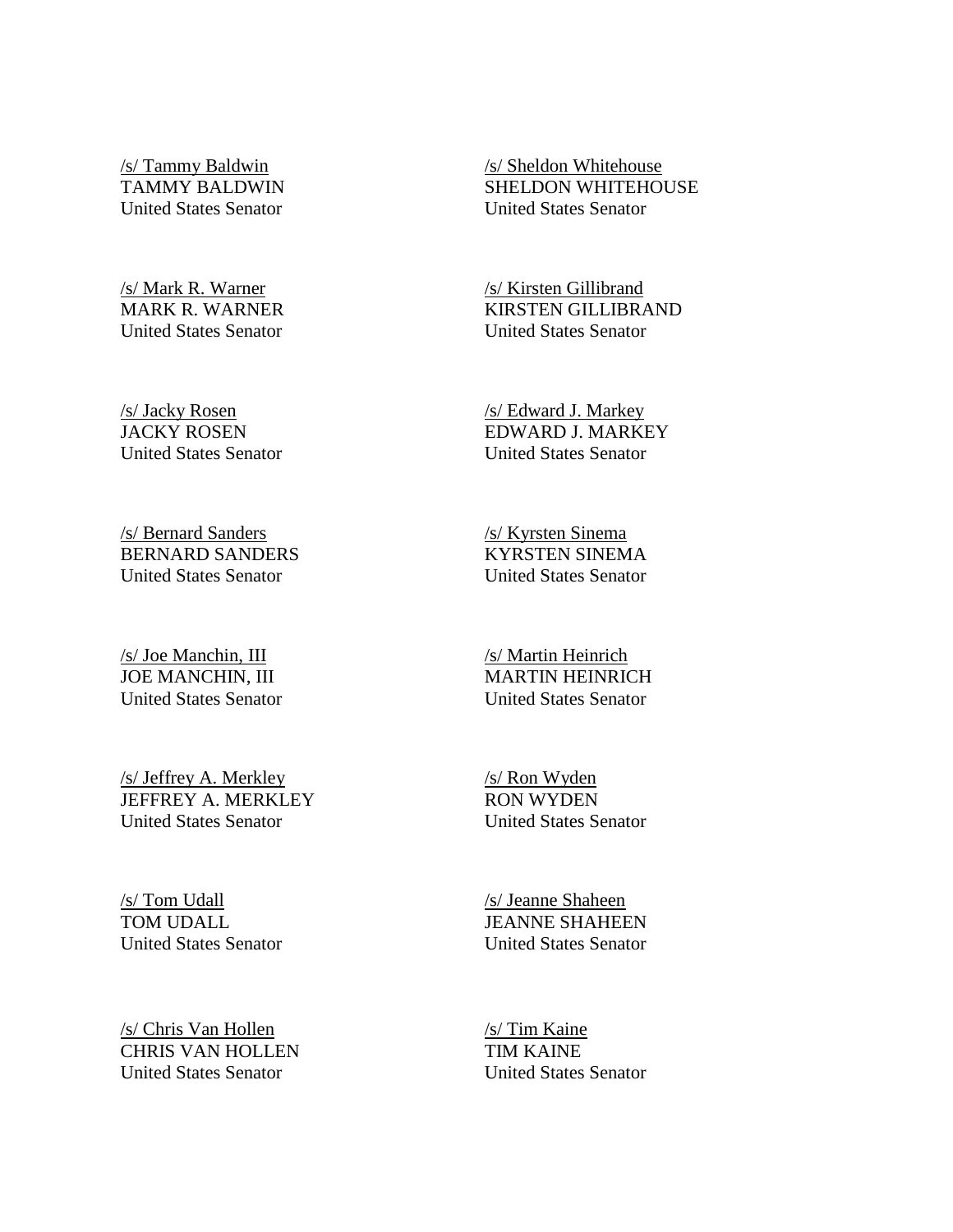/s/ Tammy Baldwin
TAMMY BALDWIN
United States Senator

/s/ Sheldon Whitehouse
SHELDON WHITEHOUSE
United States Senator

/s/ Mark R. Warner
MARK R. WARNER
United States Senator

/s/ Kirsten Gillibrand
KIRSTEN GILLIBRAND
United States Senator

/s/ Jacky Rosen
JACKY ROSEN
United States Senator

/s/ Edward J. Markey
EDWARD J. MARKEY
United States Senator

/s/ Bernard Sanders
BERNARD SANDERS
United States Senator

/s/ Kyrsten Sinema
KYRSTEN SINEMA
United States Senator

/s/ Joe Manchin, III
JOE MANCHIN, III
United States Senator

/s/ Martin Heinrich
MARTIN HEINRICH
United States Senator

/s/ Jeffrey A. Merkley
JEFFREY A. MERKLEY
United States Senator

/s/ Ron Wyden
RON WYDEN
United States Senator

/s/ Tom Udall
TOM UDALL
United States Senator

/s/ Jeanne Shaheen
JEANNE SHAHEEN
United States Senator

/s/ Chris Van Hollen
CHRIS VAN HOLLEN
United States Senator

/s/ Tim Kaine
TIM KAINE
United States Senator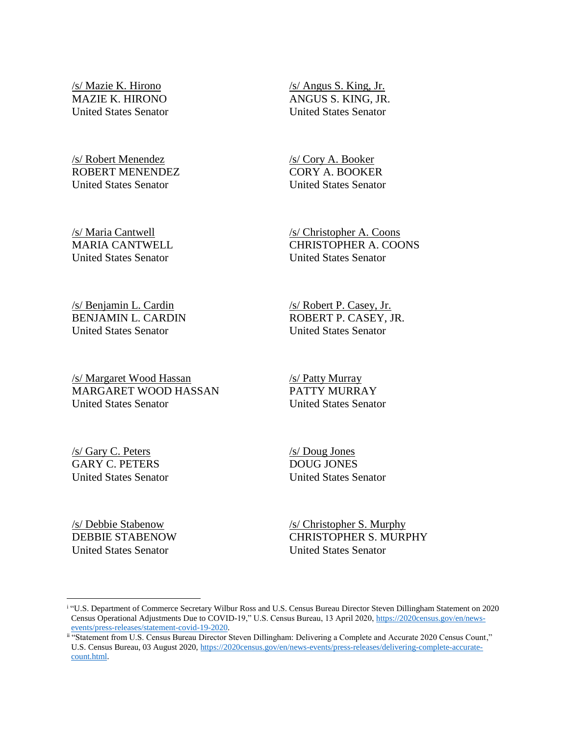/s/ Mazie K. Hirono
MAZIE K. HIRONO
United States Senator

/s/ Angus S. King, Jr.
ANGUS S. KING, JR.
United States Senator

/s/ Robert Menendez
ROBERT MENENDEZ
United States Senator

/s/ Cory A. Booker
CORY A. BOOKER
United States Senator

/s/ Maria Cantwell
MARIA CANTWELL
United States Senator

/s/ Christopher A. Coons
CHRISTOPHER A. COONS
United States Senator

/s/ Benjamin L. Cardin
BENJAMIN L. CARDIN
United States Senator

/s/ Robert P. Casey, Jr.
ROBERT P. CASEY, JR.
United States Senator

/s/ Margaret Wood Hassan
MARGARET WOOD HASSAN
United States Senator

/s/ Patty Murray
PATTY MURRAY
United States Senator

/s/ Gary C. Peters
GARY C. PETERS
United States Senator

/s/ Doug Jones
DOUG JONES
United States Senator

/s/ Debbie Stabenow
DEBBIE STABENOW
United States Senator

/s/ Christopher S. Murphy
CHRISTOPHER S. MURPHY
United States Senator

---

[i] "U.S. Department of Commerce Secretary Wilbur Ross and U.S. Census Bureau Director Steven Dillingham Statement on 2020 Census Operational Adjustments Due to COVID-19," U.S. Census Bureau, 13 April 2020, https://2020census.gov/en/news-events/press-releases/statement-covid-19-2020.

[ii] "Statement from U.S. Census Bureau Director Steven Dillingham: Delivering a Complete and Accurate 2020 Census Count," U.S. Census Bureau, 03 August 2020, https://2020census.gov/en/news-events/press-releases/delivering-complete-accurate-count.html.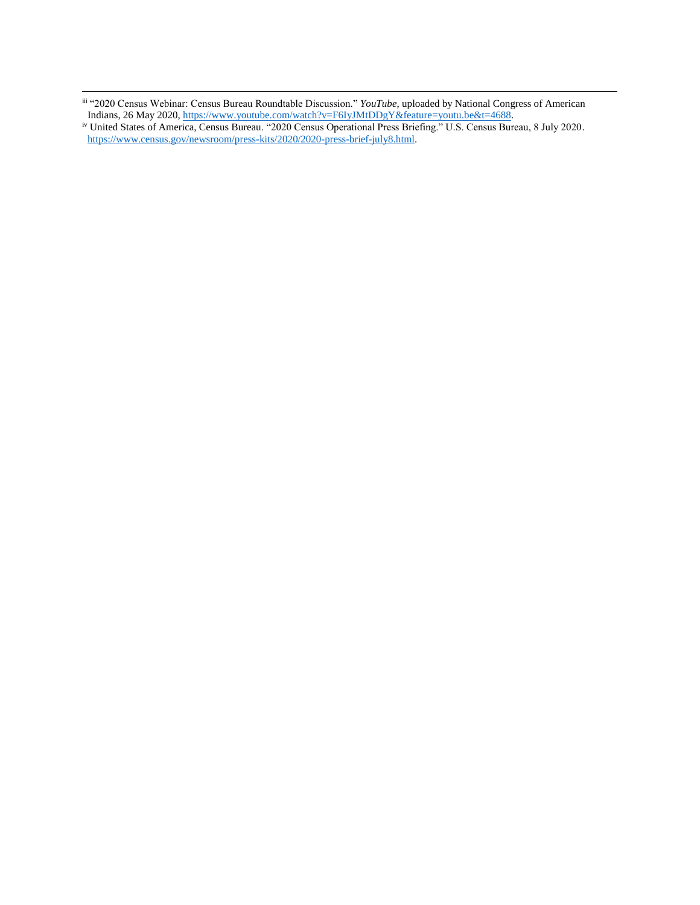[iii] "2020 Census Webinar: Census Bureau Roundtable Discussion." *YouTube*, uploaded by National Congress of American Indians, 26 May 2020, https://www.youtube.com/watch?v=F6IyJMtDDgY&feature=youtu.be&t=4688.

[iv] United States of America, Census Bureau. "2020 Census Operational Press Briefing." U.S. Census Bureau, 8 July 2020. https://www.census.gov/newsroom/press-kits/2020/2020-press-brief-july8.html.